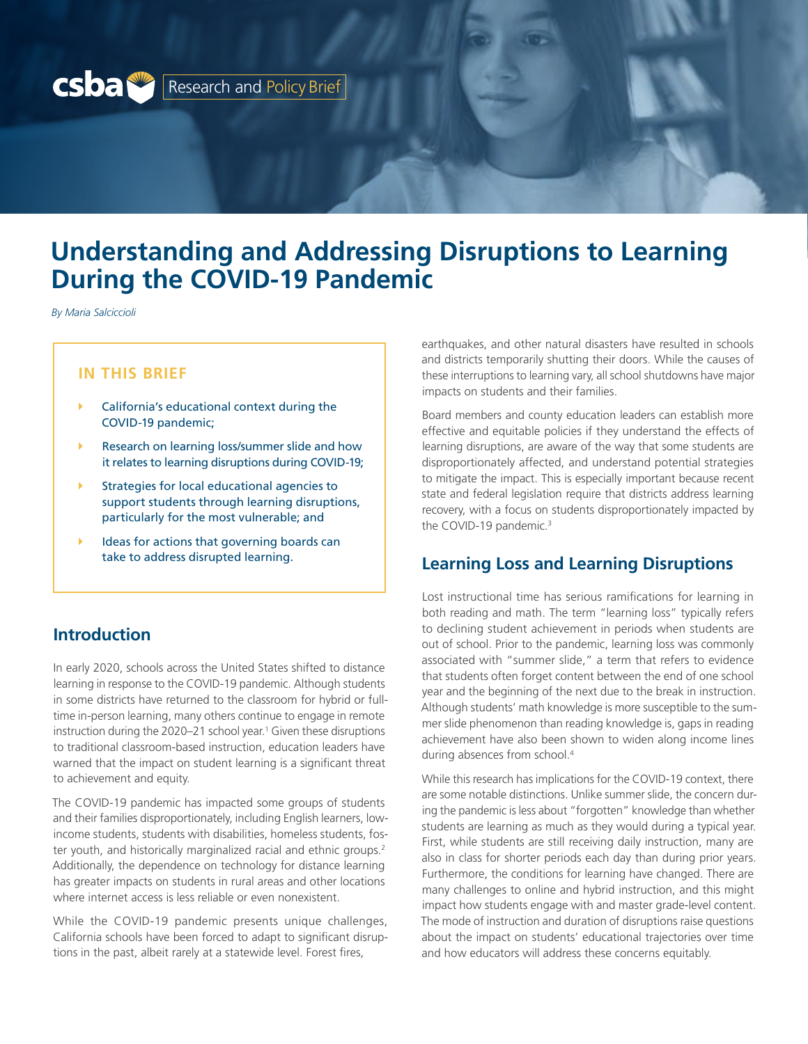csba Research and Policy Brief

# Understanding and Addressing Disruptions to Learning During the COVID-19 Pandemic

*By Maria Salcicciolі*

**IN THIS BRIEF**

- California's educational context during the COVID-19 pandemic;
- Research on learning loss/summer slide and how it relates to learning disruptions during COVID-19;
- Strategies for local educational agencies to support students through learning disruptions, particularly for the most vulnerable; and
- Ideas for actions that governing boards can take to address disrupted learning.

## Introduction

In early 2020, schools across the United States shifted to distance learning in response to the COVID-19 pandemic. Although students in some districts have returned to the classroom for hybrid or full-time in-person learning, many others continue to engage in remote instruction during the 2020–21 school year.[1] Given these disruptions to traditional classroom-based instruction, education leaders have warned that the impact on student learning is a significant threat to achievement and equity.

The COVID-19 pandemic has impacted some groups of students and their families disproportionately, including English learners, low-income students, students with disabilities, homeless students, foster youth, and historically marginalized racial and ethnic groups.[2] Additionally, the dependence on technology for distance learning has greater impacts on students in rural areas and other locations where internet access is less reliable or even nonexistent.

While the COVID-19 pandemic presents unique challenges, California schools have been forced to adapt to significant disruptions in the past, albeit rarely at a statewide level. Forest fires, earthquakes, and other natural disasters have resulted in schools and districts temporarily shutting their doors. While the causes of these interruptions to learning vary, all school shutdowns have major impacts on students and their families.

Board members and county education leaders can establish more effective and equitable policies if they understand the effects of learning disruptions, are aware of the way that some students are disproportionately affected, and understand potential strategies to mitigate the impact. This is especially important because recent state and federal legislation require that districts address learning recovery, with a focus on students disproportionately impacted by the COVID-19 pandemic.[3]

## Learning Loss and Learning Disruptions

Lost instructional time has serious ramifications for learning in both reading and math. The term "learning loss" typically refers to declining student achievement in periods when students are out of school. Prior to the pandemic, learning loss was commonly associated with "summer slide," a term that refers to evidence that students often forget content between the end of one school year and the beginning of the next due to the break in instruction. Although students' math knowledge is more susceptible to the summer slide phenomenon than reading knowledge is, gaps in reading achievement have also been shown to widen along income lines during absences from school.[4]

While this research has implications for the COVID-19 context, there are some notable distinctions. Unlike summer slide, the concern during the pandemic is less about "forgotten" knowledge than whether students are learning as much as they would during a typical year. First, while students are still receiving daily instruction, many are also in class for shorter periods each day than during prior years. Furthermore, the conditions for learning have changed. There are many challenges to online and hybrid instruction, and this might impact how students engage with and master grade-level content. The mode of instruction and duration of disruptions raise questions about the impact on students' educational trajectories over time and how educators will address these concerns equitably.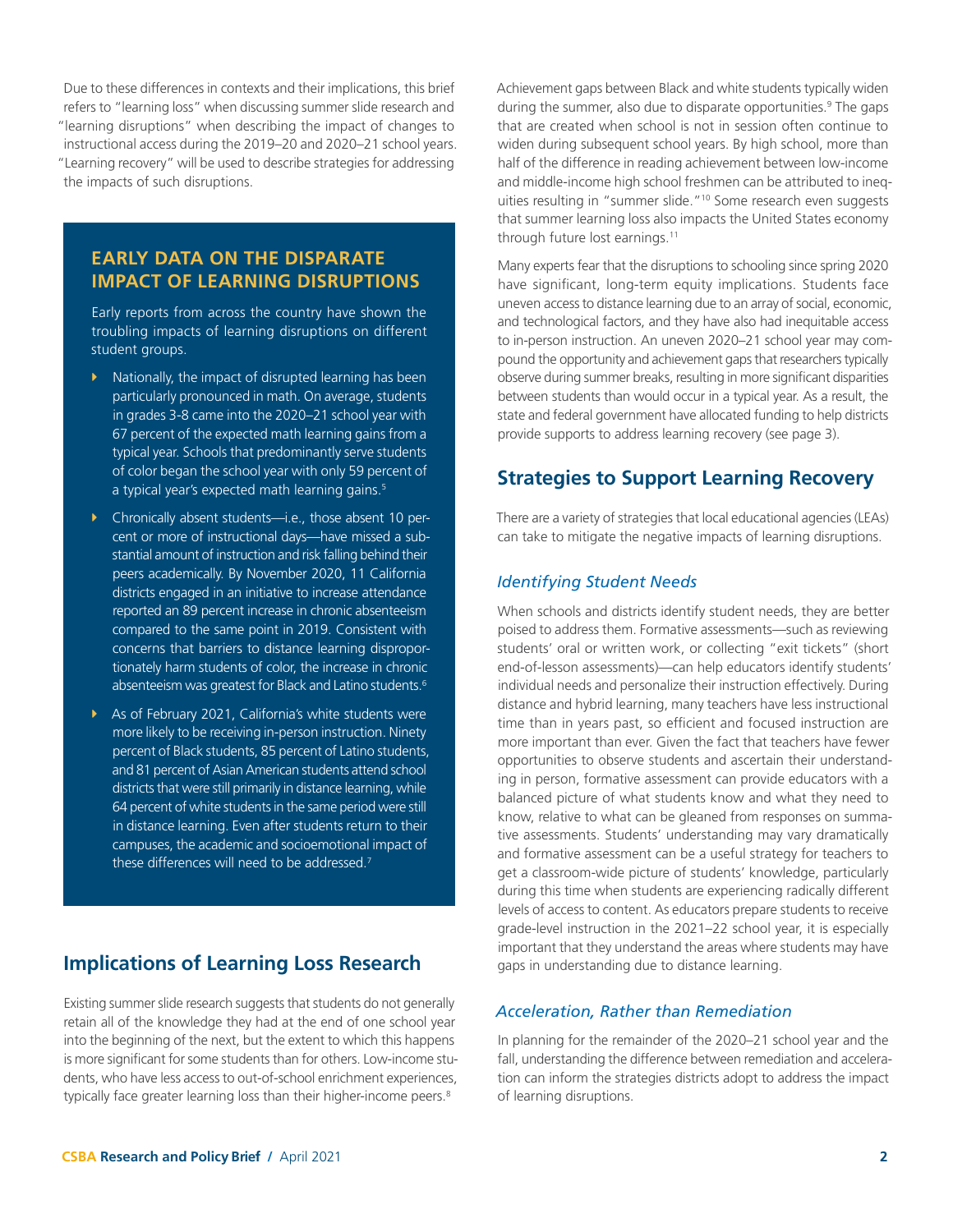Due to these differences in contexts and their implications, this brief refers to "learning loss" when discussing summer slide research and "learning disruptions" when describing the impact of changes to instructional access during the 2019–20 and 2020–21 school years. "Learning recovery" will be used to describe strategies for addressing the impacts of such disruptions.

## EARLY DATA ON THE DISPARATE IMPACT OF LEARNING DISRUPTIONS

Early reports from across the country have shown the troubling impacts of learning disruptions on different student groups.

- Nationally, the impact of disrupted learning has been particularly pronounced in math. On average, students in grades 3-8 came into the 2020–21 school year with 67 percent of the expected math learning gains from a typical year. Schools that predominantly serve students of color began the school year with only 59 percent of a typical year's expected math learning gains.[5]
- Chronically absent students—i.e., those absent 10 percent or more of instructional days—have missed a substantial amount of instruction and risk falling behind their peers academically. By November 2020, 11 California districts engaged in an initiative to increase attendance reported an 89 percent increase in chronic absenteeism compared to the same point in 2019. Consistent with concerns that barriers to distance learning disproportionately harm students of color, the increase in chronic absenteeism was greatest for Black and Latino students.[6]
- As of February 2021, California's white students were more likely to be receiving in-person instruction. Ninety percent of Black students, 85 percent of Latino students, and 81 percent of Asian American students attend school districts that were still primarily in distance learning, while 64 percent of white students in the same period were still in distance learning. Even after students return to their campuses, the academic and socioemotional impact of these differences will need to be addressed.[7]

## Implications of Learning Loss Research

Existing summer slide research suggests that students do not generally retain all of the knowledge they had at the end of one school year into the beginning of the next, but the extent to which this happens is more significant for some students than for others. Low-income students, who have less access to out-of-school enrichment experiences, typically face greater learning loss than their higher-income peers.[8]

Achievement gaps between Black and white students typically widen during the summer, also due to disparate opportunities.[9] The gaps that are created when school is not in session often continue to widen during subsequent school years. By high school, more than half of the difference in reading achievement between low-income and middle-income high school freshmen can be attributed to inequities resulting in "summer slide."[10] Some research even suggests that summer learning loss also impacts the United States economy through future lost earnings.[11]

Many experts fear that the disruptions to schooling since spring 2020 have significant, long-term equity implications. Students face uneven access to distance learning due to an array of social, economic, and technological factors, and they have also had inequitable access to in-person instruction. An uneven 2020–21 school year may compound the opportunity and achievement gaps that researchers typically observe during summer breaks, resulting in more significant disparities between students than would occur in a typical year. As a result, the state and federal government have allocated funding to help districts provide supports to address learning recovery (see page 3).

## Strategies to Support Learning Recovery

There are a variety of strategies that local educational agencies (LEAs) can take to mitigate the negative impacts of learning disruptions.

### *Identifying Student Needs*

When schools and districts identify student needs, they are better poised to address them. Formative assessments—such as reviewing students' oral or written work, or collecting "exit tickets" (short end-of-lesson assessments)—can help educators identify students' individual needs and personalize their instruction effectively. During distance and hybrid learning, many teachers have less instructional time than in years past, so efficient and focused instruction are more important than ever. Given the fact that teachers have fewer opportunities to observe students and ascertain their understanding in person, formative assessment can provide educators with a balanced picture of what students know and what they need to know, relative to what can be gleaned from responses on summative assessments. Students' understanding may vary dramatically and formative assessment can be a useful strategy for teachers to get a classroom-wide picture of students' knowledge, particularly during this time when students are experiencing radically different levels of access to content. As educators prepare students to receive grade-level instruction in the 2021–22 school year, it is especially important that they understand the areas where students may have gaps in understanding due to distance learning.

### *Acceleration, Rather than Remediation*

In planning for the remainder of the 2020–21 school year and the fall, understanding the difference between remediation and acceleration can inform the strategies districts adopt to address the impact of learning disruptions.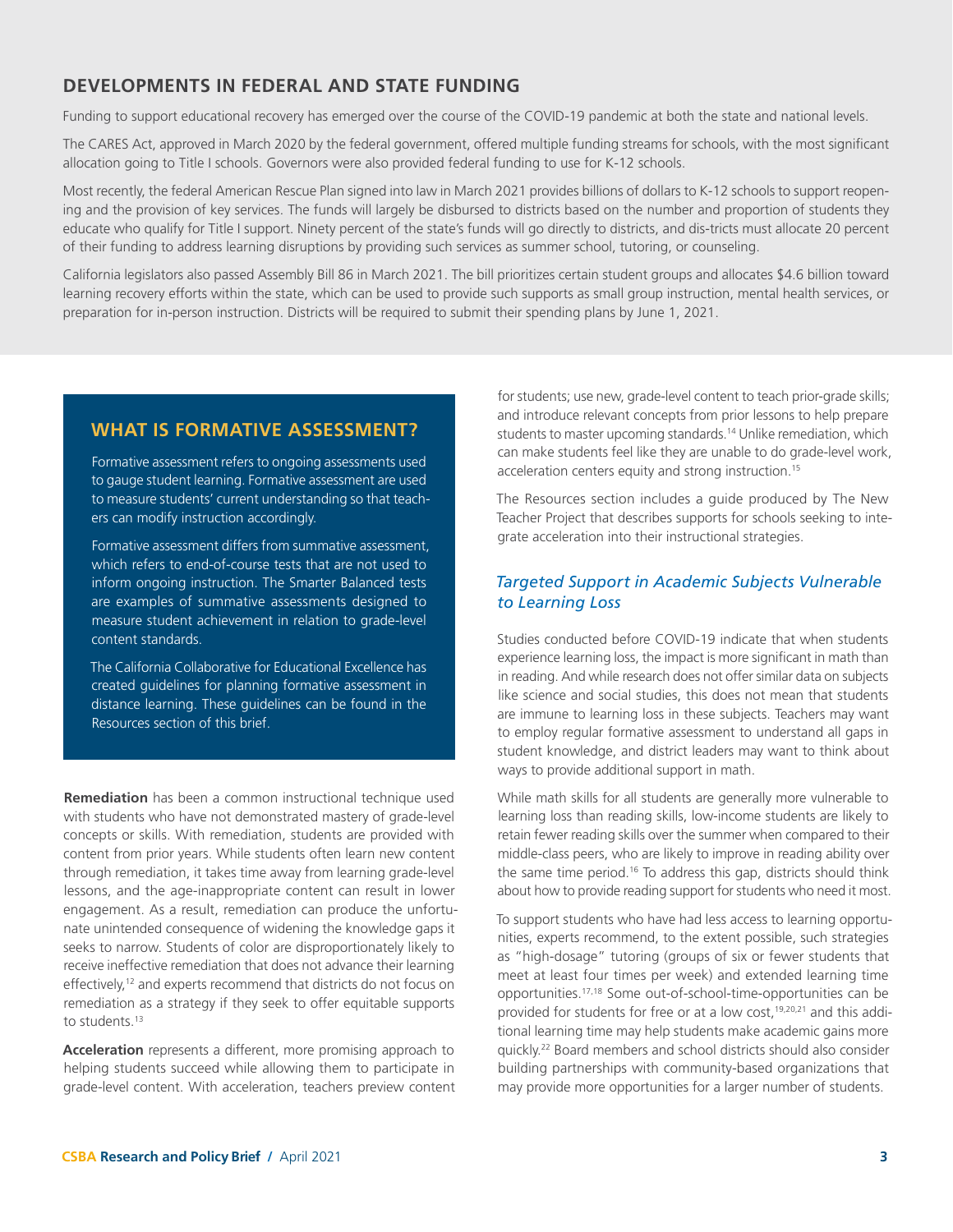## DEVELOPMENTS IN FEDERAL AND STATE FUNDING

Funding to support educational recovery has emerged over the course of the COVID-19 pandemic at both the state and national levels.

The CARES Act, approved in March 2020 by the federal government, offered multiple funding streams for schools, with the most significant allocation going to Title I schools. Governors were also provided federal funding to use for K-12 schools.

Most recently, the federal American Rescue Plan signed into law in March 2021 provides billions of dollars to K-12 schools to support reopening and the provision of key services. The funds will largely be disbursed to districts based on the number and proportion of students they educate who qualify for Title I support. Ninety percent of the state's funds will go directly to districts, and dis-tricts must allocate 20 percent of their funding to address learning disruptions by providing such services as summer school, tutoring, or counseling.

California legislators also passed Assembly Bill 86 in March 2021. The bill prioritizes certain student groups and allocates $4.6 billion toward learning recovery efforts within the state, which can be used to provide such supports as small group instruction, mental health services, or preparation for in-person instruction. Districts will be required to submit their spending plans by June 1, 2021.

## WHAT IS FORMATIVE ASSESSMENT?

Formative assessment refers to ongoing assessments used to gauge student learning. Formative assessment are used to measure students' current understanding so that teachers can modify instruction accordingly.

Formative assessment differs from summative assessment, which refers to end-of-course tests that are not used to inform ongoing instruction. The Smarter Balanced tests are examples of summative assessments designed to measure student achievement in relation to grade-level content standards.

The California Collaborative for Educational Excellence has created guidelines for planning formative assessment in distance learning. These guidelines can be found in the Resources section of this brief.

**Remediation** has been a common instructional technique used with students who have not demonstrated mastery of grade-level concepts or skills. With remediation, students are provided with content from prior years. While students often learn new content through remediation, it takes time away from learning grade-level lessons, and the age-inappropriate content can result in lower engagement. As a result, remediation can produce the unfortunate unintended consequence of widening the knowledge gaps it seeks to narrow. Students of color are disproportionately likely to receive ineffective remediation that does not advance their learning effectively,[12] and experts recommend that districts do not focus on remediation as a strategy if they seek to offer equitable supports to students.[13]

**Acceleration** represents a different, more promising approach to helping students succeed while allowing them to participate in grade-level content. With acceleration, teachers preview content for students; use new, grade-level content to teach prior-grade skills; and introduce relevant concepts from prior lessons to help prepare students to master upcoming standards.[14] Unlike remediation, which can make students feel like they are unable to do grade-level work, acceleration centers equity and strong instruction.[15]

The Resources section includes a guide produced by The New Teacher Project that describes supports for schools seeking to integrate acceleration into their instructional strategies.

### *Targeted Support in Academic Subjects Vulnerable to Learning Loss*

Studies conducted before COVID-19 indicate that when students experience learning loss, the impact is more significant in math than in reading. And while research does not offer similar data on subjects like science and social studies, this does not mean that students are immune to learning loss in these subjects. Teachers may want to employ regular formative assessment to understand all gaps in student knowledge, and district leaders may want to think about ways to provide additional support in math.

While math skills for all students are generally more vulnerable to learning loss than reading skills, low-income students are likely to retain fewer reading skills over the summer when compared to their middle-class peers, who are likely to improve in reading ability over the same time period.[16] To address this gap, districts should think about how to provide reading support for students who need it most.

To support students who have had less access to learning opportunities, experts recommend, to the extent possible, such strategies as "high-dosage" tutoring (groups of six or fewer students that meet at least four times per week) and extended learning time opportunities.[17,18] Some out-of-school-time-opportunities can be provided for students for free or at a low cost,[19,20,21] and this additional learning time may help students make academic gains more quickly.[22] Board members and school districts should also consider building partnerships with community-based organizations that may provide more opportunities for a larger number of students.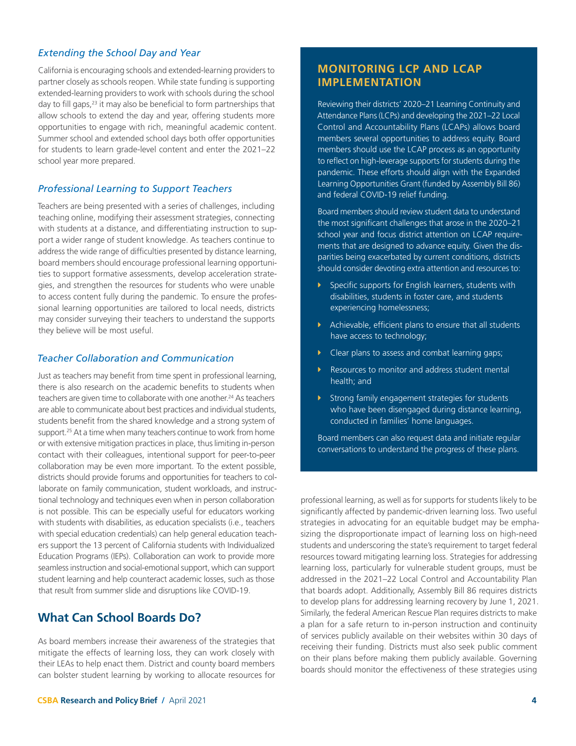### *Extending the School Day and Year*

California is encouraging schools and extended-learning providers to partner closely as schools reopen. While state funding is supporting extended-learning providers to work with schools during the school day to fill gaps,[23] it may also be beneficial to form partnerships that allow schools to extend the day and year, offering students more opportunities to engage with rich, meaningful academic content. Summer school and extended school days both offer opportunities for students to learn grade-level content and enter the 2021–22 school year more prepared.

### *Professional Learning to Support Teachers*

Teachers are being presented with a series of challenges, including teaching online, modifying their assessment strategies, connecting with students at a distance, and differentiating instruction to support a wider range of student knowledge. As teachers continue to address the wide range of difficulties presented by distance learning, board members should encourage professional learning opportunities to support formative assessments, develop acceleration strategies, and strengthen the resources for students who were unable to access content fully during the pandemic. To ensure the professional learning opportunities are tailored to local needs, districts may consider surveying their teachers to understand the supports they believe will be most useful.

### *Teacher Collaboration and Communication*

Just as teachers may benefit from time spent in professional learning, there is also research on the academic benefits to students when teachers are given time to collaborate with one another.[24] As teachers are able to communicate about best practices and individual students, students benefit from the shared knowledge and a strong system of support.[25] At a time when many teachers continue to work from home or with extensive mitigation practices in place, thus limiting in-person contact with their colleagues, intentional support for peer-to-peer collaboration may be even more important. To the extent possible, districts should provide forums and opportunities for teachers to collaborate on family communication, student workloads, and instructional technology and techniques even when in person collaboration is not possible. This can be especially useful for educators working with students with disabilities, as education specialists (i.e., teachers with special education credentials) can help general education teachers support the 13 percent of California students with Individualized Education Programs (IEPs). Collaboration can work to provide more seamless instruction and social-emotional support, which can support student learning and help counteract academic losses, such as those that result from summer slide and disruptions like COVID-19.

## What Can School Boards Do?

As board members increase their awareness of the strategies that mitigate the effects of learning loss, they can work closely with their LEAs to help enact them. District and county board members can bolster student learning by working to allocate resources for professional learning, as well as for supports for students likely to be significantly affected by pandemic-driven learning loss. Two useful strategies in advocating for an equitable budget may be emphasizing the disproportionate impact of learning loss on high-need students and underscoring the state's requirement to target federal resources toward mitigating learning loss. Strategies for addressing learning loss, particularly for vulnerable student groups, must be addressed in the 2021–22 Local Control and Accountability Plan that boards adopt. Additionally, Assembly Bill 86 requires districts to develop plans for addressing learning recovery by June 1, 2021. Similarly, the federal American Rescue Plan requires districts to make a plan for a safe return to in-person instruction and continuity of services publicly available on their websites within 30 days of receiving their funding. Districts must also seek public comment on their plans before making them publicly available. Governing boards should monitor the effectiveness of these strategies using

## MONITORING LCP AND LCAP IMPLEMENTATION

Reviewing their districts' 2020–21 Learning Continuity and Attendance Plans (LCPs) and developing the 2021–22 Local Control and Accountability Plans (LCAPs) allows board members several opportunities to address equity. Board members should use the LCAP process as an opportunity to reflect on high-leverage supports for students during the pandemic. These efforts should align with the Expanded Learning Opportunities Grant (funded by Assembly Bill 86) and federal COVID-19 relief funding.

Board members should review student data to understand the most significant challenges that arose in the 2020–21 school year and focus district attention on LCAP requirements that are designed to advance equity. Given the disparities being exacerbated by current conditions, districts should consider devoting extra attention and resources to:

- Specific supports for English learners, students with disabilities, students in foster care, and students experiencing homelessness;
- Achievable, efficient plans to ensure that all students have access to technology;
- Clear plans to assess and combat learning gaps;
- Resources to monitor and address student mental health; and
- Strong family engagement strategies for students who have been disengaged during distance learning, conducted in families' home languages.

Board members can also request data and initiate regular conversations to understand the progress of these plans.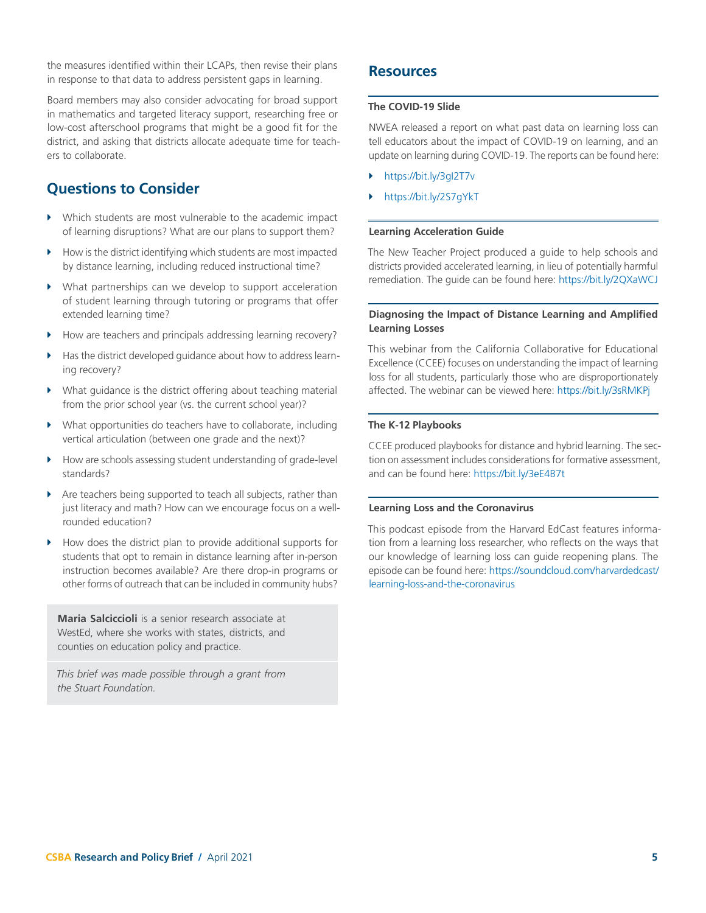the measures identified within their LCAPs, then revise their plans in response to that data to address persistent gaps in learning.

Board members may also consider advocating for broad support in mathematics and targeted literacy support, researching free or low-cost afterschool programs that might be a good fit for the district, and asking that districts allocate adequate time for teachers to collaborate.

## Questions to Consider

- Which students are most vulnerable to the academic impact of learning disruptions? What are our plans to support them?
- How is the district identifying which students are most impacted by distance learning, including reduced instructional time?
- What partnerships can we develop to support acceleration of student learning through tutoring or programs that offer extended learning time?
- How are teachers and principals addressing learning recovery?
- Has the district developed guidance about how to address learning recovery?
- What guidance is the district offering about teaching material from the prior school year (vs. the current school year)?
- What opportunities do teachers have to collaborate, including vertical articulation (between one grade and the next)?
- How are schools assessing student understanding of grade-level standards?
- Are teachers being supported to teach all subjects, rather than just literacy and math? How can we encourage focus on a well-rounded education?
- How does the district plan to provide additional supports for students that opt to remain in distance learning after in-person instruction becomes available? Are there drop-in programs or other forms of outreach that can be included in community hubs?

**Maria Salcicciolі** is a senior research associate at WestEd, where she works with states, districts, and counties on education policy and practice.

*This brief was made possible through a grant from the Stuart Foundation.*

## Resources

### The COVID-19 Slide

NWEA released a report on what past data on learning loss can tell educators about the impact of COVID-19 on learning, and an update on learning during COVID-19. The reports can be found here:

- https://bit.ly/3gI2T7v
- https://bit.ly/2S7gYkT

### Learning Acceleration Guide

The New Teacher Project produced a guide to help schools and districts provided accelerated learning, in lieu of potentially harmful remediation. The guide can be found here: https://bit.ly/2QXaWCJ

### Diagnosing the Impact of Distance Learning and Amplified Learning Losses

This webinar from the California Collaborative for Educational Excellence (CCEE) focuses on understanding the impact of learning loss for all students, particularly those who are disproportionately affected. The webinar can be viewed here: https://bit.ly/3sRMKPj

### The K-12 Playbooks

CCEE produced playbooks for distance and hybrid learning. The section on assessment includes considerations for formative assessment, and can be found here: https://bit.ly/3eE4B7t

### Learning Loss and the Coronavirus

This podcast episode from the Harvard EdCast features information from a learning loss researcher, who reflects on the ways that our knowledge of learning loss can guide reopening plans. The episode can be found here: https://soundcloud.com/harvardedcast/learning-loss-and-the-coronavirus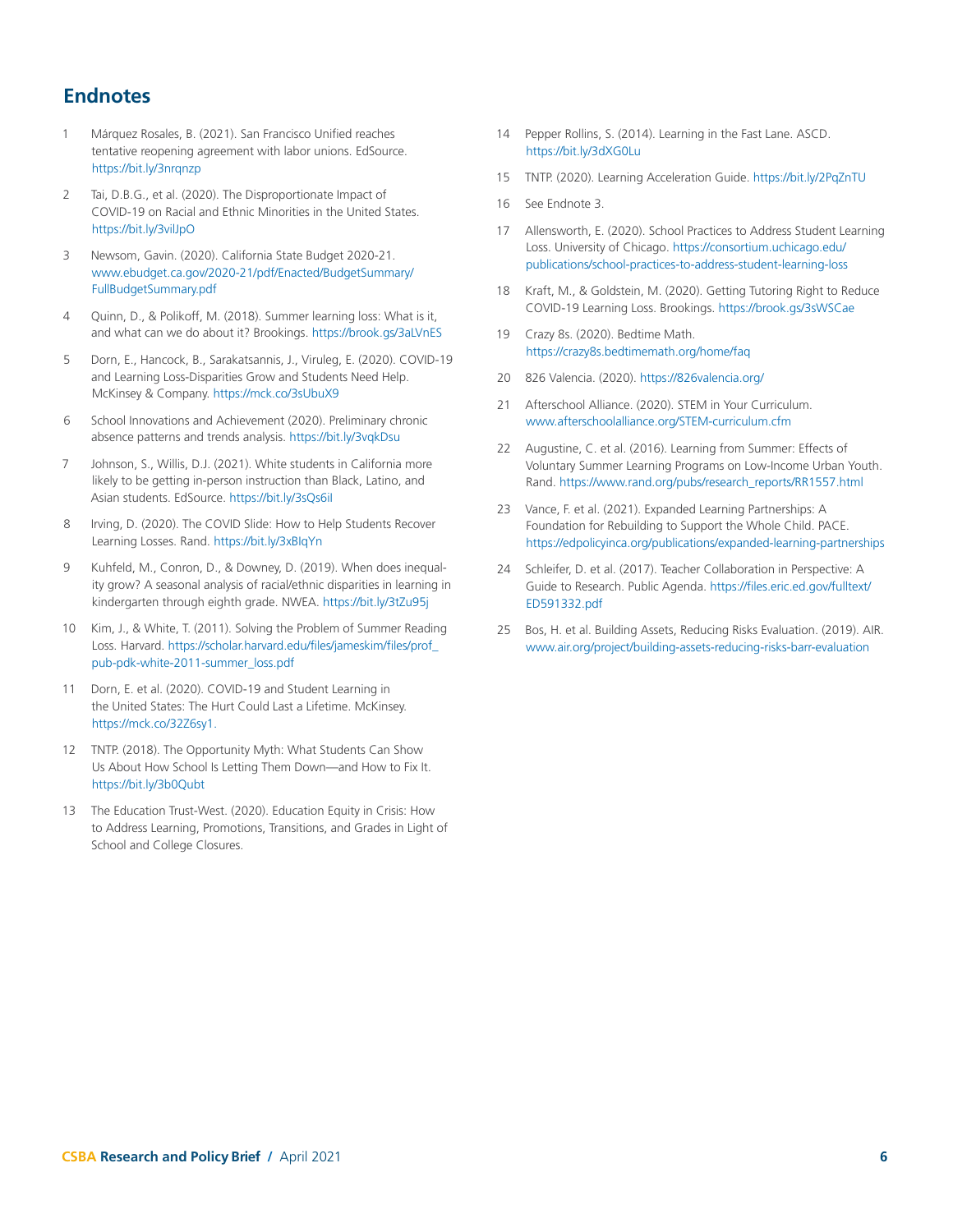## Endnotes

1. Márquez Rosales, B. (2021). San Francisco Unified reaches tentative reopening agreement with labor unions. EdSource. https://bit.ly/3nrqnzp
2. Tai, D.B.G., et al. (2020). The Disproportionate Impact of COVID-19 on Racial and Ethnic Minorities in the United States. https://bit.ly/3vilJpO
3. Newsom, Gavin. (2020). California State Budget 2020-21. www.ebudget.ca.gov/2020-21/pdf/Enacted/BudgetSummary/FullBudgetSummary.pdf
4. Quinn, D., & Polikoff, M. (2018). Summer learning loss: What is it, and what can we do about it? Brookings. https://brook.gs/3aLVnES
5. Dorn, E., Hancock, B., Sarakatsannis, J., Viruleg, E. (2020). COVID-19 and Learning Loss-Disparities Grow and Students Need Help. McKinsey & Company. https://mck.co/3sUbuX9
6. School Innovations and Achievement (2020). Preliminary chronic absence patterns and trends analysis. https://bit.ly/3vqkDsu
7. Johnson, S., Willis, D.J. (2021). White students in California more likely to be getting in-person instruction than Black, Latino, and Asian students. EdSource. https://bit.ly/3sQs6il
8. Irving, D. (2020). The COVID Slide: How to Help Students Recover Learning Losses. Rand. https://bit.ly/3xBIqYn
9. Kuhfeld, M., Conron, D., & Downey, D. (2019). When does inequality grow? A seasonal analysis of racial/ethnic disparities in learning in kindergarten through eighth grade. NWEA. https://bit.ly/3tZu95j
10. Kim, J., & White, T. (2011). Solving the Problem of Summer Reading Loss. Harvard. https://scholar.harvard.edu/files/jameskim/files/prof_pub-pdk-white-2011-summer_loss.pdf
11. Dorn, E. et al. (2020). COVID-19 and Student Learning in the United States: The Hurt Could Last a Lifetime. McKinsey. https://mck.co/32Z6sy1.
12. TNTP. (2018). The Opportunity Myth: What Students Can Show Us About How School Is Letting Them Down—and How to Fix It. https://bit.ly/3b0Qubt
13. The Education Trust-West. (2020). Education Equity in Crisis: How to Address Learning, Promotions, Transitions, and Grades in Light of School and College Closures.
14. Pepper Rollins, S. (2014). Learning in the Fast Lane. ASCD. https://bit.ly/3dXG0Lu
15. TNTP. (2020). Learning Acceleration Guide. https://bit.ly/2PqZnTU
16. See Endnote 3.
17. Allensworth, E. (2020). School Practices to Address Student Learning Loss. University of Chicago. https://consortium.uchicago.edu/publications/school-practices-to-address-student-learning-loss
18. Kraft, M., & Goldstein, M. (2020). Getting Tutoring Right to Reduce COVID-19 Learning Loss. Brookings. https://brook.gs/3sWSCae
19. Crazy 8s. (2020). Bedtime Math. https://crazy8s.bedtimemath.org/home/faq
20. 826 Valencia. (2020). https://826valencia.org/
21. Afterschool Alliance. (2020). STEM in Your Curriculum. www.afterschoolalliance.org/STEM-curriculum.cfm
22. Augustine, C. et al. (2016). Learning from Summer: Effects of Voluntary Summer Learning Programs on Low-Income Urban Youth. Rand. https://www.rand.org/pubs/research_reports/RR1557.html
23. Vance, F. et al. (2021). Expanded Learning Partnerships: A Foundation for Rebuilding to Support the Whole Child. PACE. https://edpolicyinca.org/publications/expanded-learning-partnerships
24. Schleifer, D. et al. (2017). Teacher Collaboration in Perspective: A Guide to Research. Public Agenda. https://files.eric.ed.gov/fulltext/ED591332.pdf
25. Bos, H. et al. Building Assets, Reducing Risks Evaluation. (2019). AIR. www.air.org/project/building-assets-reducing-risks-barr-evaluation